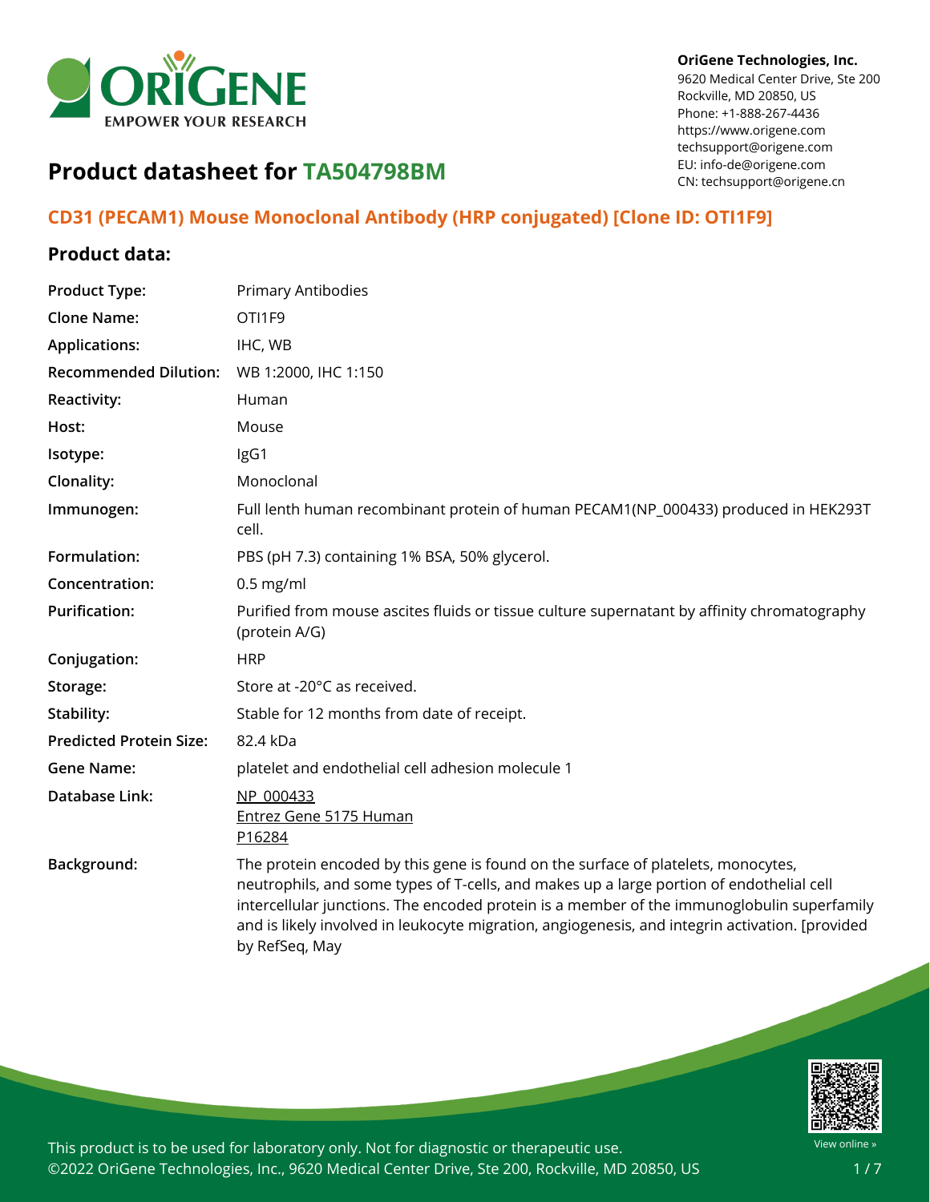OriGene Technologies, Inc.
9620 Medical Center Drive, Ste 200
Rockville, MD 20850, US
Phone: +1-888-267-4436
https://www.origene.com
techsupport@origene.com
EU: info-de@origene.com
CN: techsupport@origene.cn

# Product datasheet for TA504798BM

## CD31 (PECAM1) Mouse Monoclonal Antibody (HRP conjugated) [Clone ID: OTI1F9]

### Product data:

| | |
|---|---|
| **Product Type:** | Primary Antibodies |
| **Clone Name:** | OTI1F9 |
| **Applications:** | IHC, WB |
| **Recommended Dilution:** | WB 1:2000, IHC 1:150 |
| **Reactivity:** | Human |
| **Host:** | Mouse |
| **Isotype:** | IgG1 |
| **Clonality:** | Monoclonal |
| **Immunogen:** | Full lenth human recombinant protein of human PECAM1(NP_000433) produced in HEK293T cell. |
| **Formulation:** | PBS (pH 7.3) containing 1% BSA, 50% glycerol. |
| **Concentration:** | 0.5 mg/ml |
| **Purification:** | Purified from mouse ascites fluids or tissue culture supernatant by affinity chromatography (protein A/G) |
| **Conjugation:** | HRP |
| **Storage:** | Store at -20°C as received. |
| **Stability:** | Stable for 12 months from date of receipt. |
| **Predicted Protein Size:** | 82.4 kDa |
| **Gene Name:** | platelet and endothelial cell adhesion molecule 1 |
| **Database Link:** | NP_000433<br>Entrez Gene 5175 Human<br>P16284 |
| **Background:** | The protein encoded by this gene is found on the surface of platelets, monocytes, neutrophils, and some types of T-cells, and makes up a large portion of endothelial cell intercellular junctions. The encoded protein is a member of the immunoglobulin superfamily and is likely involved in leukocyte migration, angiogenesis, and integrin activation. [provided by RefSeq, May |

This product is to be used for laboratory only. Not for diagnostic or therapeutic use.
©2022 OriGene Technologies, Inc., 9620 Medical Center Drive, Ste 200, Rockville, MD 20850, US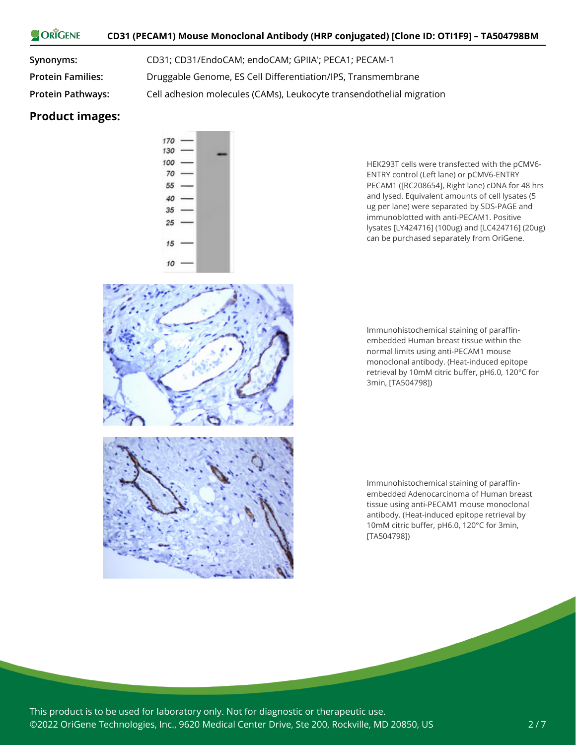| | |
|---|---|
| **Synonyms:** | CD31; CD31/EndoCAM; endoCAM; GPIIA'; PECA1; PECAM-1 |
| **Protein Families:** | Druggable Genome, ES Cell Differentiation/IPS, Transmembrane |
| **Protein Pathways:** | Cell adhesion molecules (CAMs), Leukocyte transendothelial migration |

## Product images:

HEK293T cells were transfected with the pCMV6-ENTRY control (Left lane) or pCMV6-ENTRY PECAM1 ([RC208654], Right lane) cDNA for 48 hrs and lysed. Equivalent amounts of cell lysates (5 ug per lane) were separated by SDS-PAGE and immunoblotted with anti-PECAM1. Positive lysates [LY424716] (100ug) and [LC424716] (20ug) can be purchased separately from OriGene.

Immunohistochemical staining of paraffin-embedded Human breast tissue within the normal limits using anti-PECAM1 mouse monoclonal antibody. (Heat-induced epitope retrieval by 10mM citric buffer, pH6.0, 120°C for 3min, [TA504798])

Immunohistochemical staining of paraffin-embedded Adenocarcinoma of Human breast tissue using anti-PECAM1 mouse monoclonal antibody. (Heat-induced epitope retrieval by 10mM citric buffer, pH6.0, 120°C for 3min, [TA504798])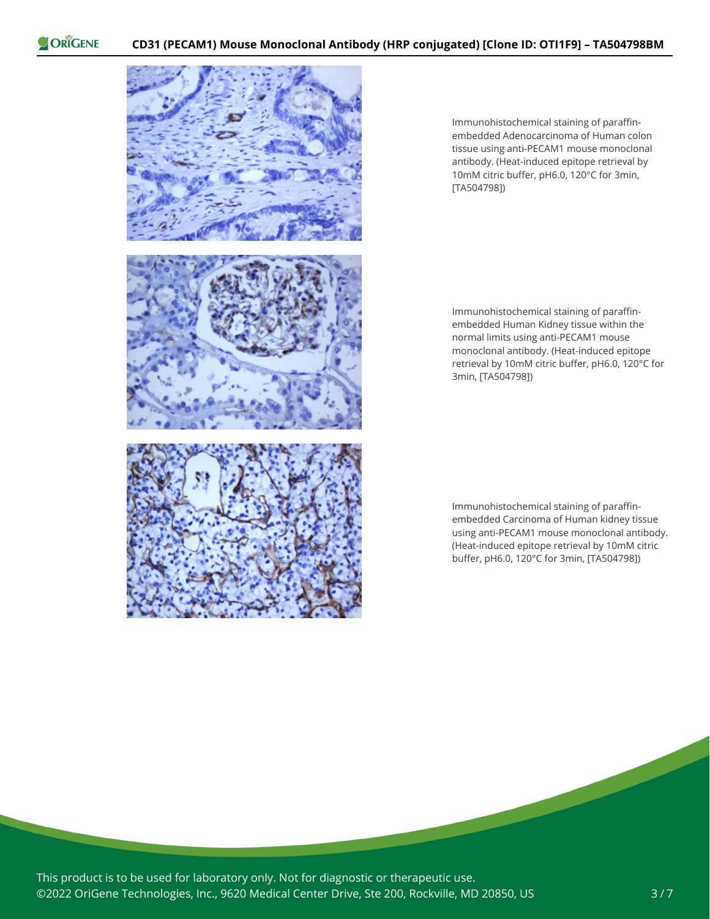Immunohistochemical staining of paraffin-embedded Adenocarcinoma of Human colon tissue using anti-PECAM1 mouse monoclonal antibody. (Heat-induced epitope retrieval by 10mM citric buffer, pH6.0, 120°C for 3min, [TA504798])

Immunohistochemical staining of paraffin-embedded Human Kidney tissue within the normal limits using anti-PECAM1 mouse monoclonal antibody. (Heat-induced epitope retrieval by 10mM citric buffer, pH6.0, 120°C for 3min, [TA504798])

Immunohistochemical staining of paraffin-embedded Carcinoma of Human kidney tissue using anti-PECAM1 mouse monoclonal antibody. (Heat-induced epitope retrieval by 10mM citric buffer, pH6.0, 120°C for 3min, [TA504798])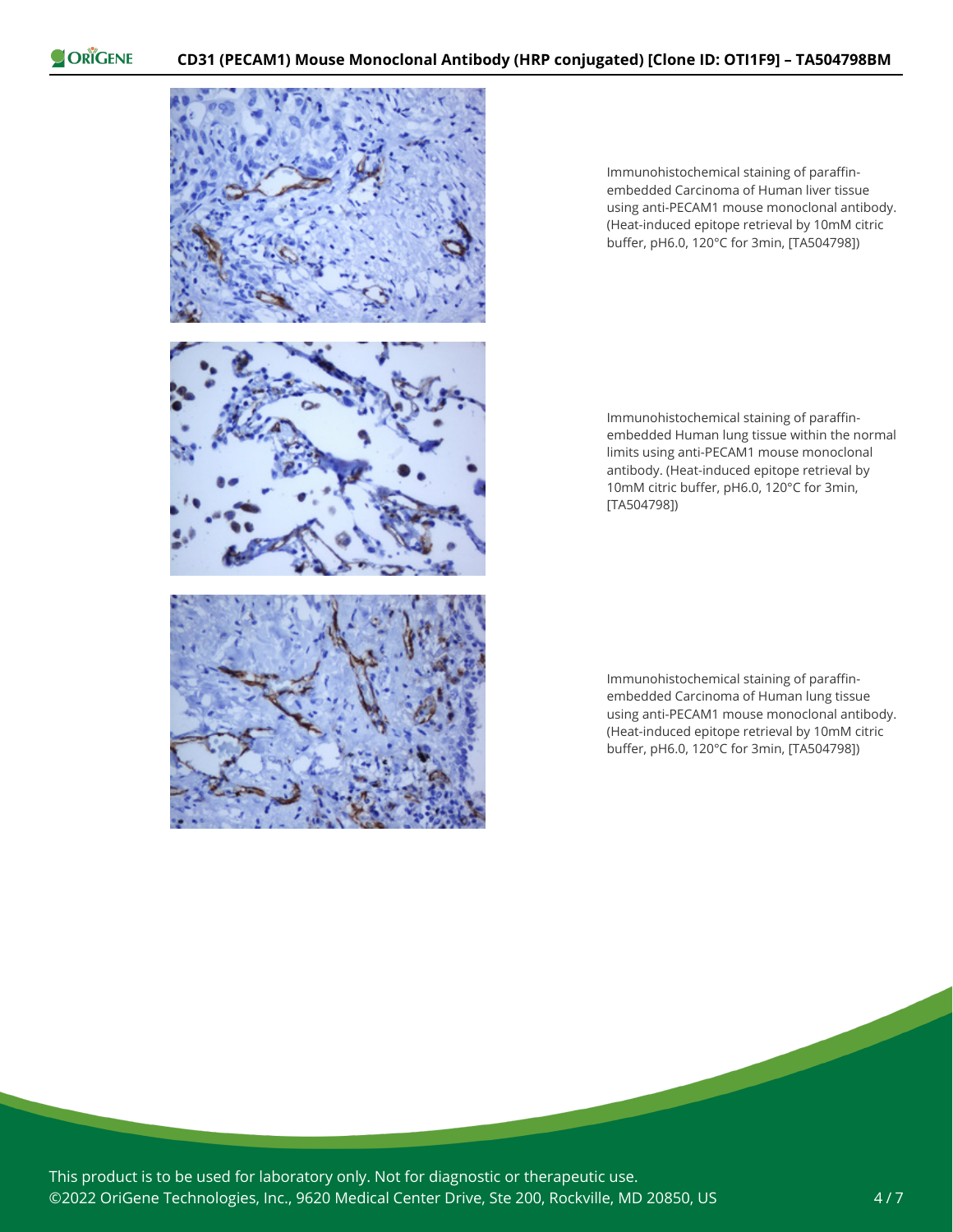Immunohistochemical staining of paraffin-embedded Carcinoma of Human liver tissue using anti-PECAM1 mouse monoclonal antibody. (Heat-induced epitope retrieval by 10mM citric buffer, pH6.0, 120°C for 3min, [TA504798])

Immunohistochemical staining of paraffin-embedded Human lung tissue within the normal limits using anti-PECAM1 mouse monoclonal antibody. (Heat-induced epitope retrieval by 10mM citric buffer, pH6.0, 120°C for 3min, [TA504798])

Immunohistochemical staining of paraffin-embedded Carcinoma of Human lung tissue using anti-PECAM1 mouse monoclonal antibody. (Heat-induced epitope retrieval by 10mM citric buffer, pH6.0, 120°C for 3min, [TA504798])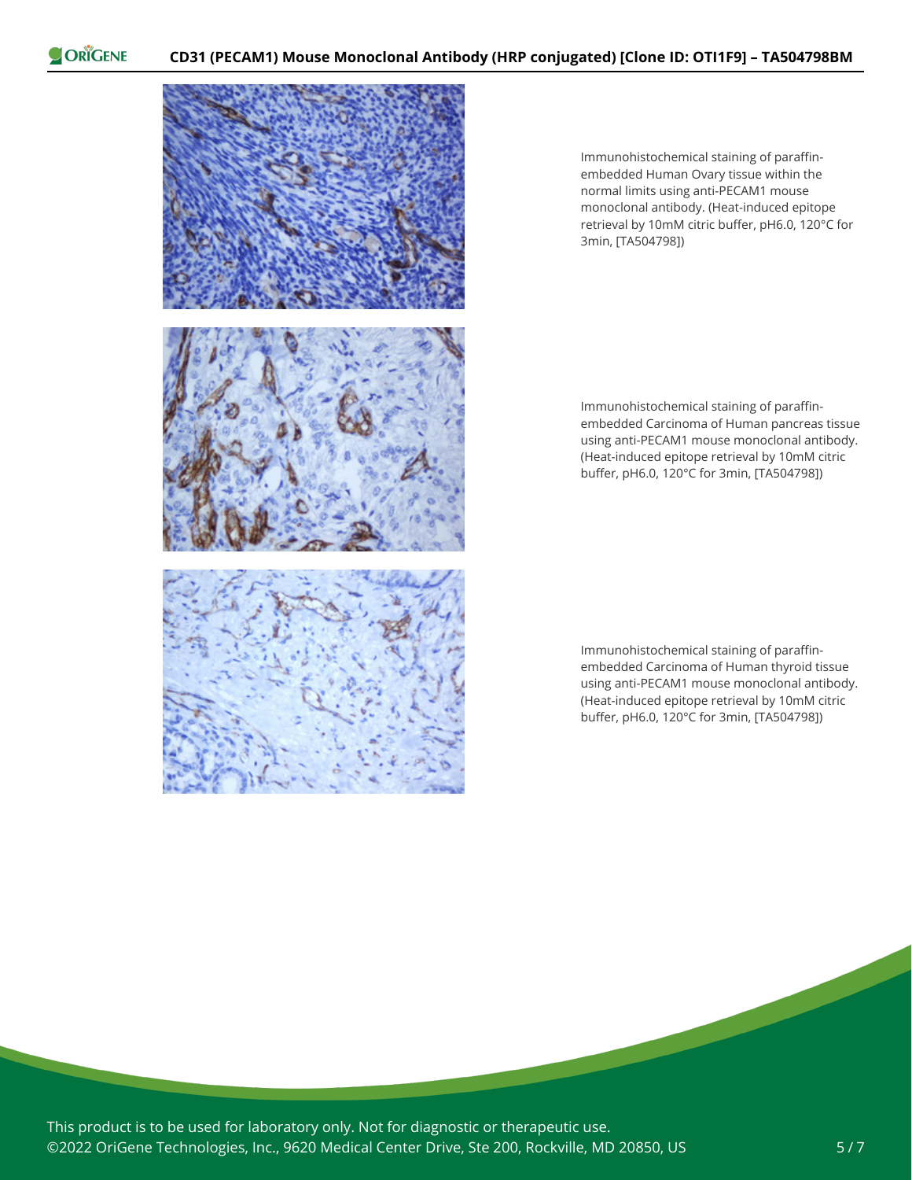Immunohistochemical staining of paraffin-embedded Human Ovary tissue within the normal limits using anti-PECAM1 mouse monoclonal antibody. (Heat-induced epitope retrieval by 10mM citric buffer, pH6.0, 120°C for 3min, [TA504798])

Immunohistochemical staining of paraffin-embedded Carcinoma of Human pancreas tissue using anti-PECAM1 mouse monoclonal antibody. (Heat-induced epitope retrieval by 10mM citric buffer, pH6.0, 120°C for 3min, [TA504798])

Immunohistochemical staining of paraffin-embedded Carcinoma of Human thyroid tissue using anti-PECAM1 mouse monoclonal antibody. (Heat-induced epitope retrieval by 10mM citric buffer, pH6.0, 120°C for 3min, [TA504798])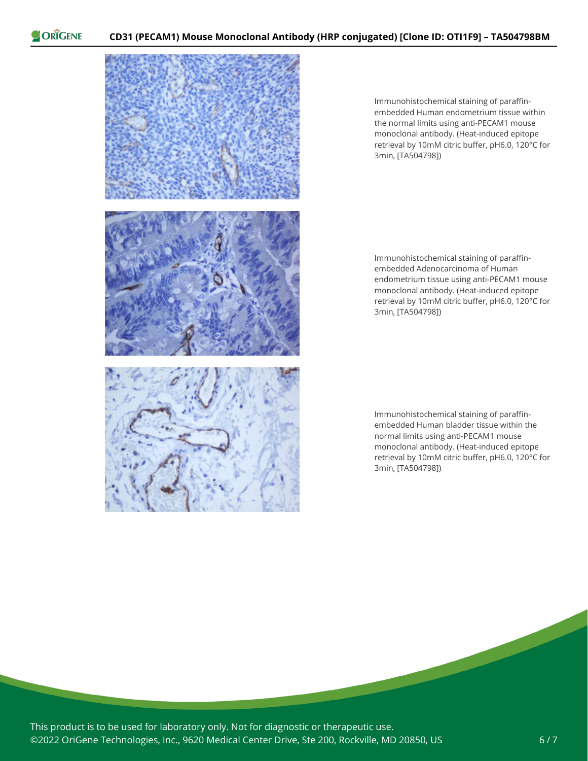Immunohistochemical staining of paraffin-embedded Human endometrium tissue within the normal limits using anti-PECAM1 mouse monoclonal antibody. (Heat-induced epitope retrieval by 10mM citric buffer, pH6.0, 120°C for 3min, [TA504798])

Immunohistochemical staining of paraffin-embedded Adenocarcinoma of Human endometrium tissue using anti-PECAM1 mouse monoclonal antibody. (Heat-induced epitope retrieval by 10mM citric buffer, pH6.0, 120°C for 3min, [TA504798])

Immunohistochemical staining of paraffin-embedded Human bladder tissue within the normal limits using anti-PECAM1 mouse monoclonal antibody. (Heat-induced epitope retrieval by 10mM citric buffer, pH6.0, 120°C for 3min, [TA504798])

This product is to be used for laboratory only. Not for diagnostic or therapeutic use.
©2022 OriGene Technologies, Inc., 9620 Medical Center Drive, Ste 200, Rockville, MD 20850, US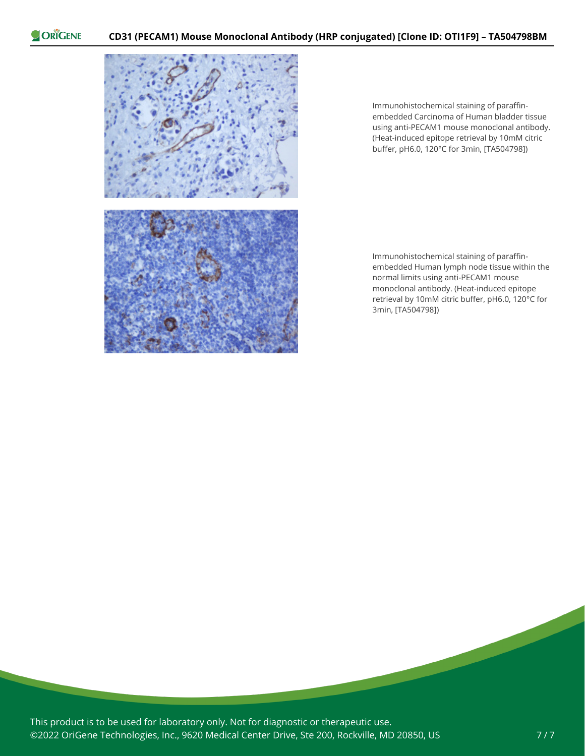Immunohistochemical staining of paraffin-embedded Carcinoma of Human bladder tissue using anti-PECAM1 mouse monoclonal antibody. (Heat-induced epitope retrieval by 10mM citric buffer, pH6.0, 120°C for 3min, [TA504798])

Immunohistochemical staining of paraffin-embedded Human lymph node tissue within the normal limits using anti-PECAM1 mouse monoclonal antibody. (Heat-induced epitope retrieval by 10mM citric buffer, pH6.0, 120°C for 3min, [TA504798])